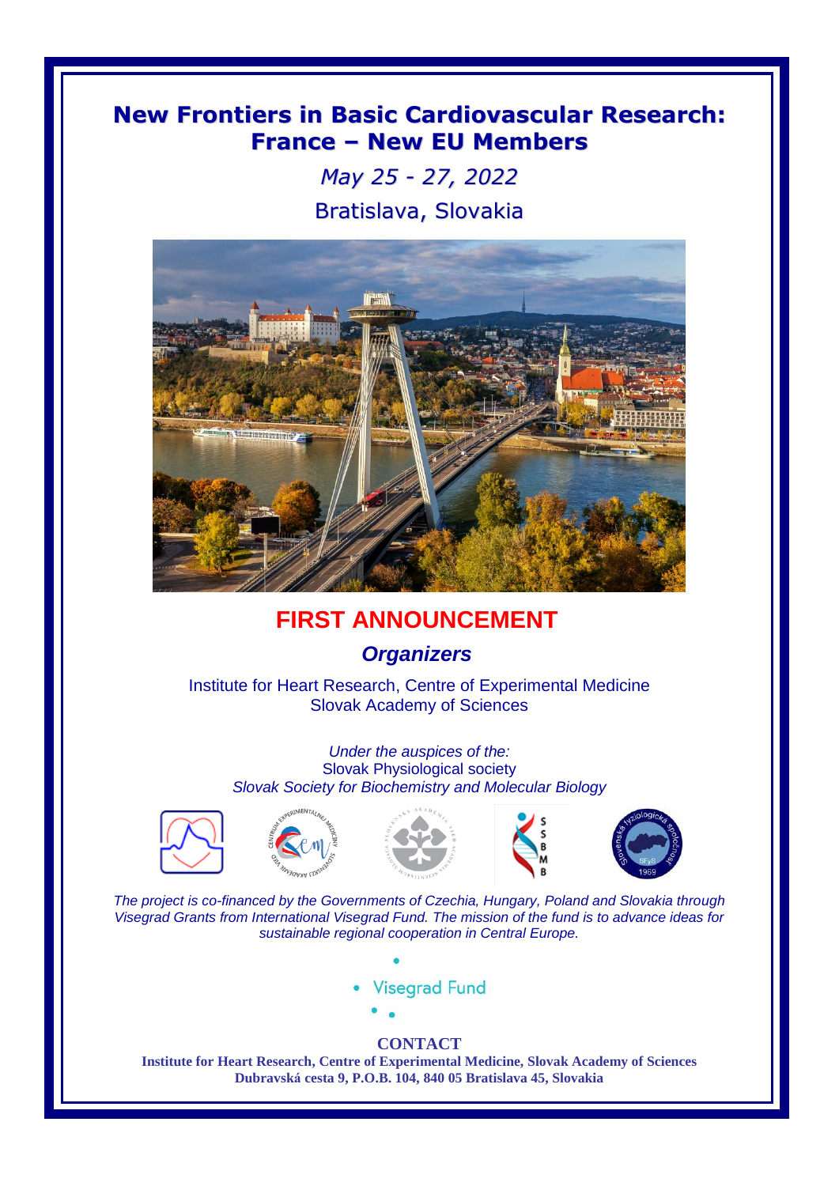# New Frontiers in Basic Cardiovascular Research: France – New EU Members

*May 25 - 27, 2022*

Bratislava, Slovakia

## FIRST ANNOUNCEMENT

### *Organizers*

Institute for Heart Research, Centre of Experimental Medicine
Slovak Academy of Sciences

*Under the auspices of the:*
Slovak Physiological society
*Slovak Society for Biochemistry and Molecular Biology*

*The project is co-financed by the Governments of Czechia, Hungary, Poland and Slovakia through Visegrad Grants from International Visegrad Fund. The mission of the fund is to advance ideas for sustainable regional cooperation in Central Europe.*

Visegrad Fund

**CONTACT**

**Institute for Heart Research, Centre of Experimental Medicine, Slovak Academy of Sciences**
**Dubravská cesta 9, P.O.B. 104, 840 05 Bratislava 45, Slovakia**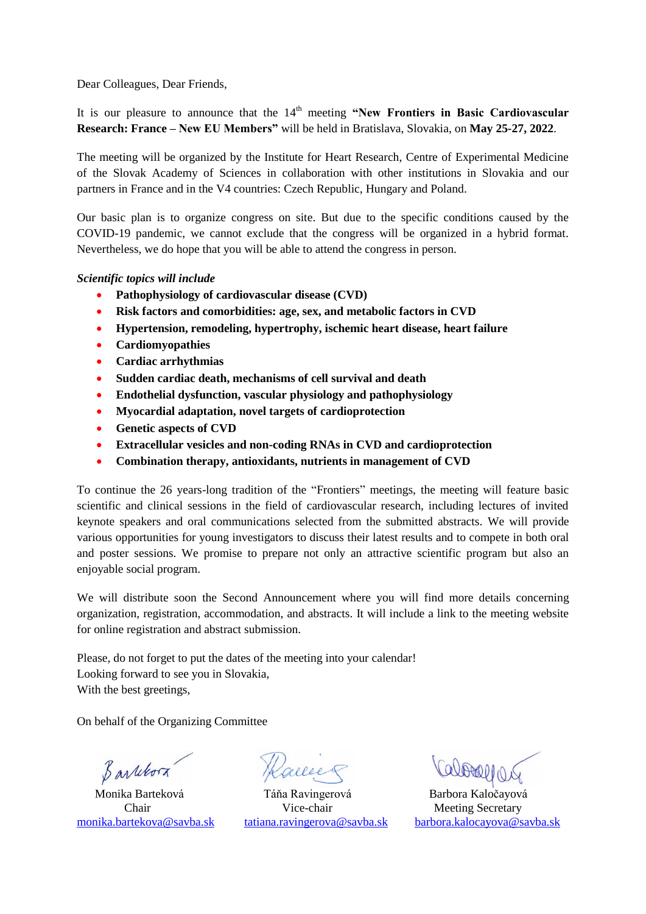Dear Colleagues, Dear Friends,

It is our pleasure to announce that the 14th meeting **"New Frontiers in Basic Cardiovascular Research: France – New EU Members"** will be held in Bratislava, Slovakia, on **May 25-27, 2022**.

The meeting will be organized by the Institute for Heart Research, Centre of Experimental Medicine of the Slovak Academy of Sciences in collaboration with other institutions in Slovakia and our partners in France and in the V4 countries: Czech Republic, Hungary and Poland.

Our basic plan is to organize congress on site. But due to the specific conditions caused by the COVID-19 pandemic, we cannot exclude that the congress will be organized in a hybrid format. Nevertheless, we do hope that you will be able to attend the congress in person.

***Scientific topics will include***

- **Pathophysiology of cardiovascular disease (CVD)**
- **Risk factors and comorbidities: age, sex, and metabolic factors in CVD**
- **Hypertension, remodeling, hypertrophy, ischemic heart disease, heart failure**
- **Cardiomyopathies**
- **Cardiac arrhythmias**
- **Sudden cardiac death, mechanisms of cell survival and death**
- **Endothelial dysfunction, vascular physiology and pathophysiology**
- **Myocardial adaptation, novel targets of cardioprotection**
- **Genetic aspects of CVD**
- **Extracellular vesicles and non-coding RNAs in CVD and cardioprotection**
- **Combination therapy, antioxidants, nutrients in management of CVD**

To continue the 26 years-long tradition of the "Frontiers" meetings, the meeting will feature basic scientific and clinical sessions in the field of cardiovascular research, including lectures of invited keynote speakers and oral communications selected from the submitted abstracts. We will provide various opportunities for young investigators to discuss their latest results and to compete in both oral and poster sessions. We promise to prepare not only an attractive scientific program but also an enjoyable social program.

We will distribute soon the Second Announcement where you will find more details concerning organization, registration, accommodation, and abstracts. It will include a link to the meeting website for online registration and abstract submission.

Please, do not forget to put the dates of the meeting into your calendar!
Looking forward to see you in Slovakia,
With the best greetings,

On behalf of the Organizing Committee

Monika Barteková
Chair
monika.bartekova@savba.sk

Táňa Ravingerová
Vice-chair
tatiana.ravingerova@savba.sk

Barbora Kaločayová
Meeting Secretary
barbora.kalocayova@savba.sk